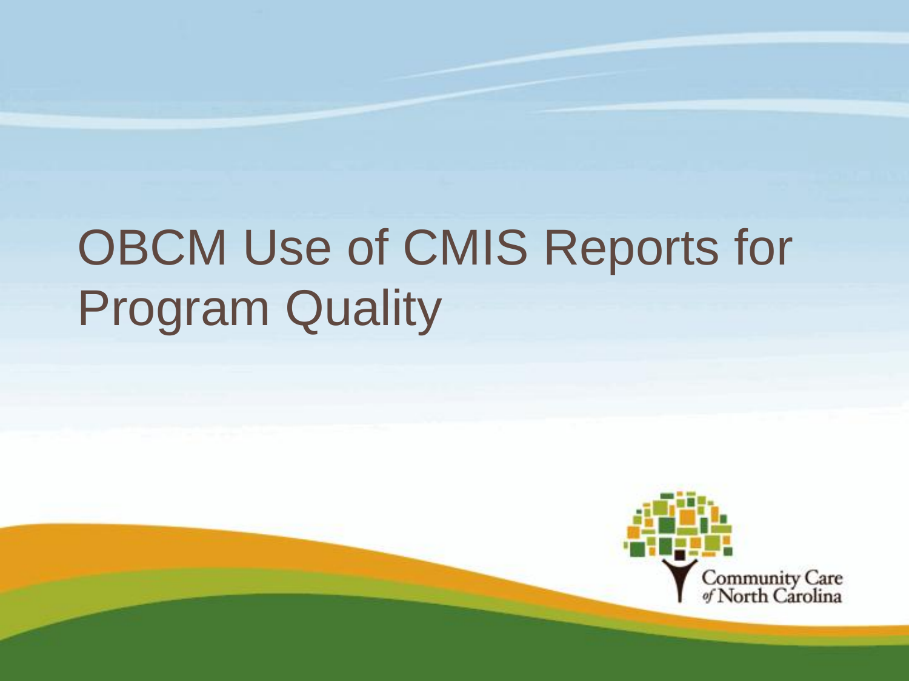# OBCM Use of CMIS Reports for Program Quality

Community Care of North Carolina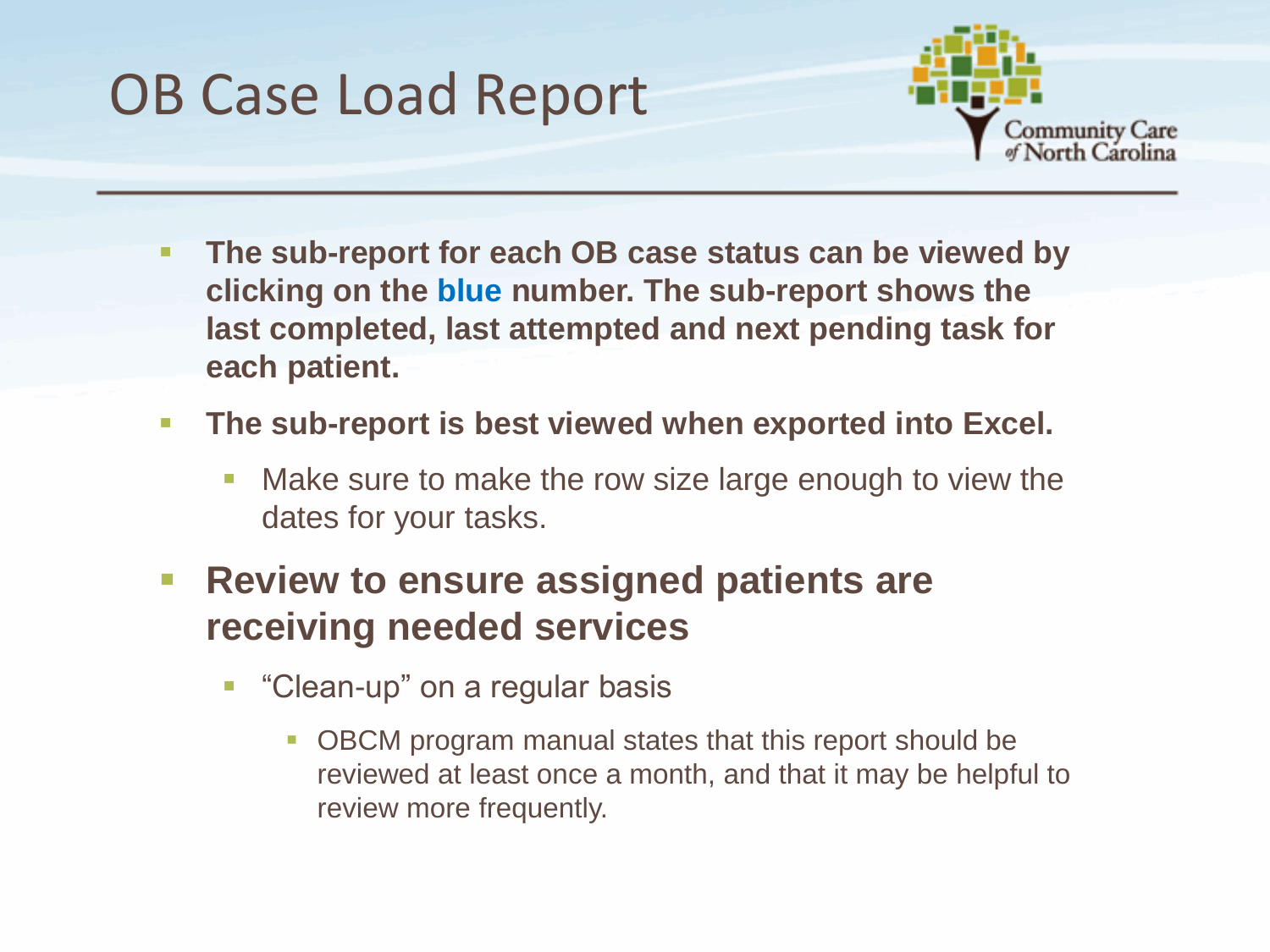# OB Case Load Report

- **The sub-report for each OB case status can be viewed by clicking on the blue number. The sub-report shows the last completed, last attempted and next pending task for each patient.**
- **The sub-report is best viewed when exported into Excel.**
  - Make sure to make the row size large enough to view the dates for your tasks.
- **Review to ensure assigned patients are receiving needed services**
  - "Clean-up" on a regular basis
    - OBCM program manual states that this report should be reviewed at least once a month, and that it may be helpful to review more frequently.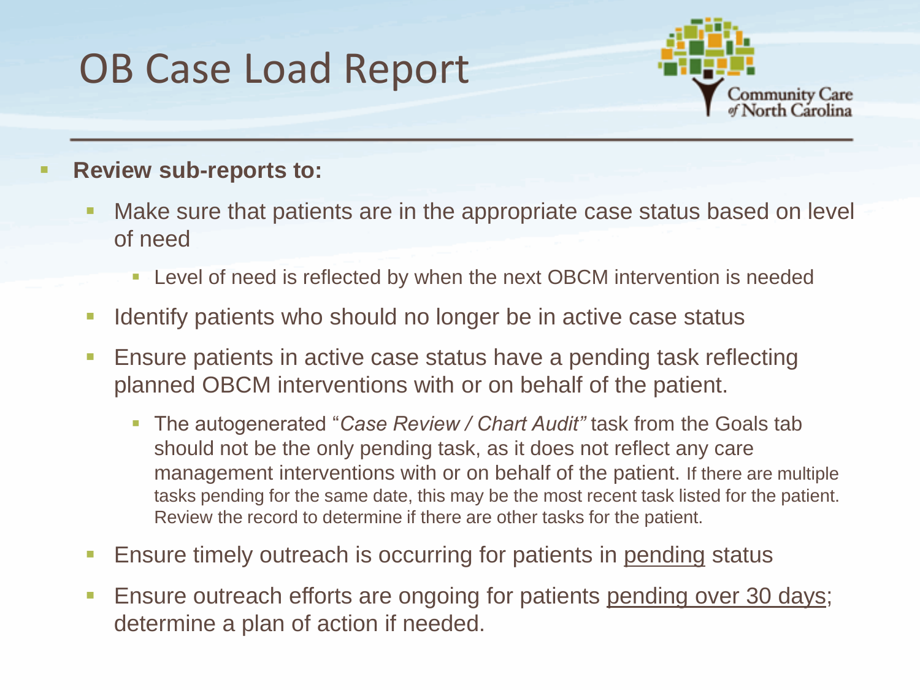# OB Case Load Report

- **Review sub-reports to:**
  - Make sure that patients are in the appropriate case status based on level of need
    - Level of need is reflected by when the next OBCM intervention is needed
  - Identify patients who should no longer be in active case status
  - Ensure patients in active case status have a pending task reflecting planned OBCM interventions with or on behalf of the patient.
    - The autogenerated "*Case Review / Chart Audit"* task from the Goals tab should not be the only pending task, as it does not reflect any care management interventions with or on behalf of the patient. If there are multiple tasks pending for the same date, this may be the most recent task listed for the patient. Review the record to determine if there are other tasks for the patient.
  - Ensure timely outreach is occurring for patients in <u>pending</u> status
  - Ensure outreach efforts are ongoing for patients <u>pending over 30 days</u>; determine a plan of action if needed.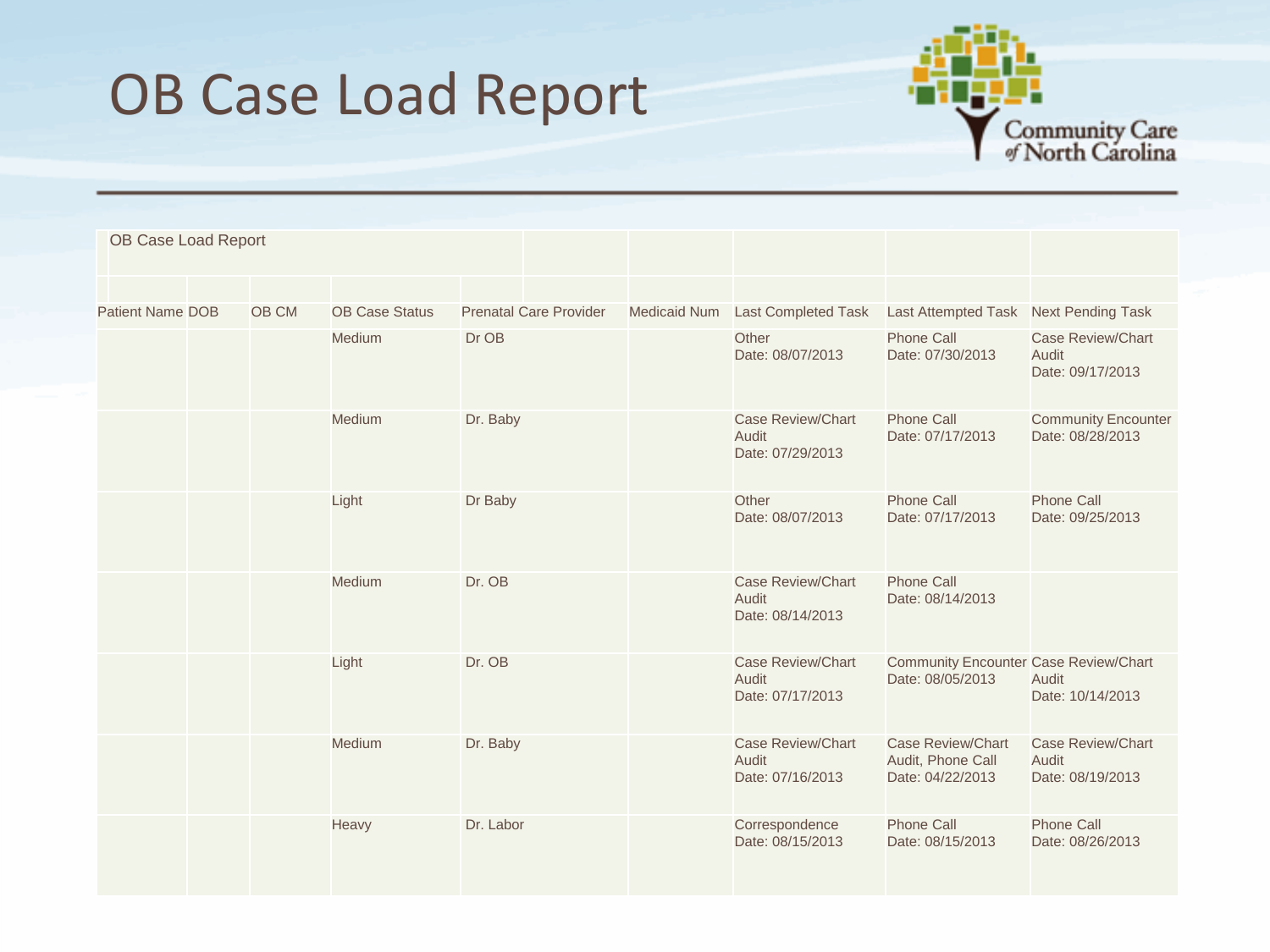# OB Case Load Report

| Patient Name | DOB | OB CM | OB Case Status | Prenatal Care Provider | Medicaid Num | Last Completed Task | Last Attempted Task | Next Pending Task |
|---|---|---|---|---|---|---|---|---|
| | | | Medium | Dr OB | | Other Date: 08/07/2013 | Phone Call Date: 07/30/2013 | Case Review/Chart Audit Date: 09/17/2013 |
| | | | Medium | Dr. Baby | | Case Review/Chart Audit Date: 07/29/2013 | Phone Call Date: 07/17/2013 | Community Encounter Date: 08/28/2013 |
| | | | Light | Dr Baby | | Other Date: 08/07/2013 | Phone Call Date: 07/17/2013 | Phone Call Date: 09/25/2013 |
| | | | Medium | Dr. OB | | Case Review/Chart Audit Date: 08/14/2013 | Phone Call Date: 08/14/2013 | |
| | | | Light | Dr. OB | | Case Review/Chart Audit Date: 07/17/2013 | Community Encounter Date: 08/05/2013 | Case Review/Chart Audit Date: 10/14/2013 |
| | | | Medium | Dr. Baby | | Case Review/Chart Audit Date: 07/16/2013 | Case Review/Chart Audit, Phone Call Date: 04/22/2013 | Case Review/Chart Audit Date: 08/19/2013 |
| | | | Heavy | Dr. Labor | | Correspondence Date: 08/15/2013 | Phone Call Date: 08/15/2013 | Phone Call Date: 08/26/2013 |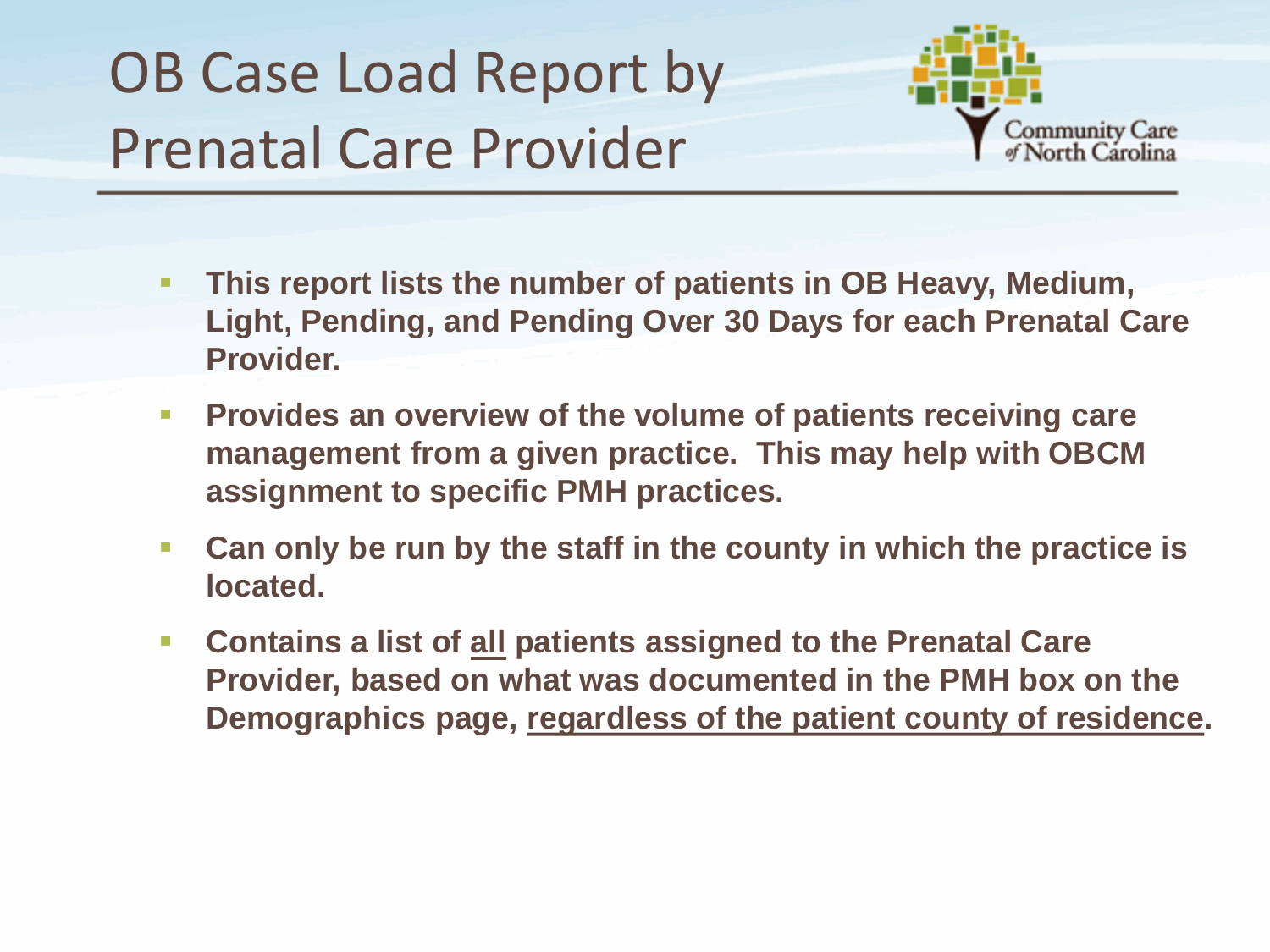# OB Case Load Report by Prenatal Care Provider

Community Care of North Carolina

- **This report lists the number of patients in OB Heavy, Medium, Light, Pending, and Pending Over 30 Days for each Prenatal Care Provider.**
- **Provides an overview of the volume of patients receiving care management from a given practice. This may help with OBCM assignment to specific PMH practices.**
- **Can only be run by the staff in the county in which the practice is located.**
- **Contains a list of <u>all</u> patients assigned to the Prenatal Care Provider, based on what was documented in the PMH box on the Demographics page, <u>regardless of the patient county of residence</u>.**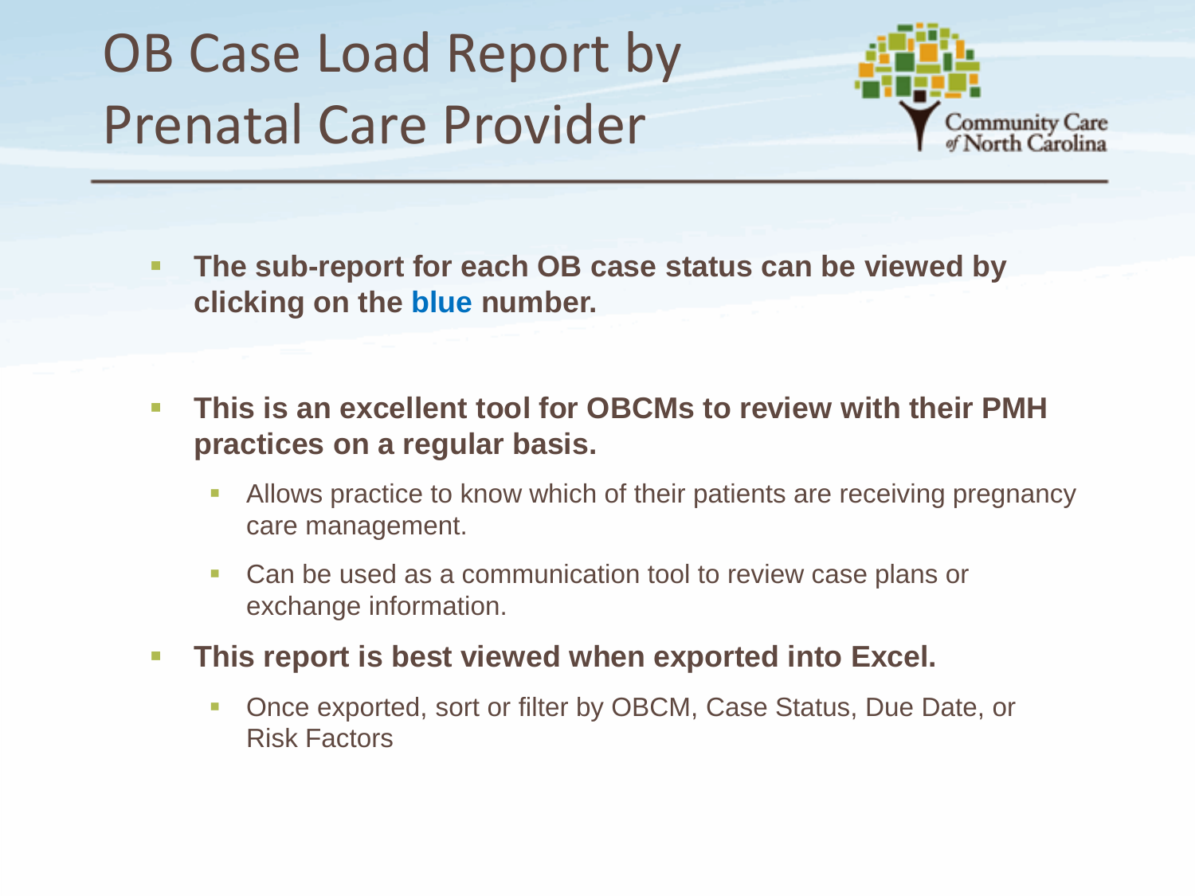# OB Case Load Report by Prenatal Care Provider

- **The sub-report for each OB case status can be viewed by clicking on the blue number.**
- **This is an excellent tool for OBCMs to review with their PMH practices on a regular basis.**
  - Allows practice to know which of their patients are receiving pregnancy care management.
  - Can be used as a communication tool to review case plans or exchange information.
- **This report is best viewed when exported into Excel.**
  - Once exported, sort or filter by OBCM, Case Status, Due Date, or Risk Factors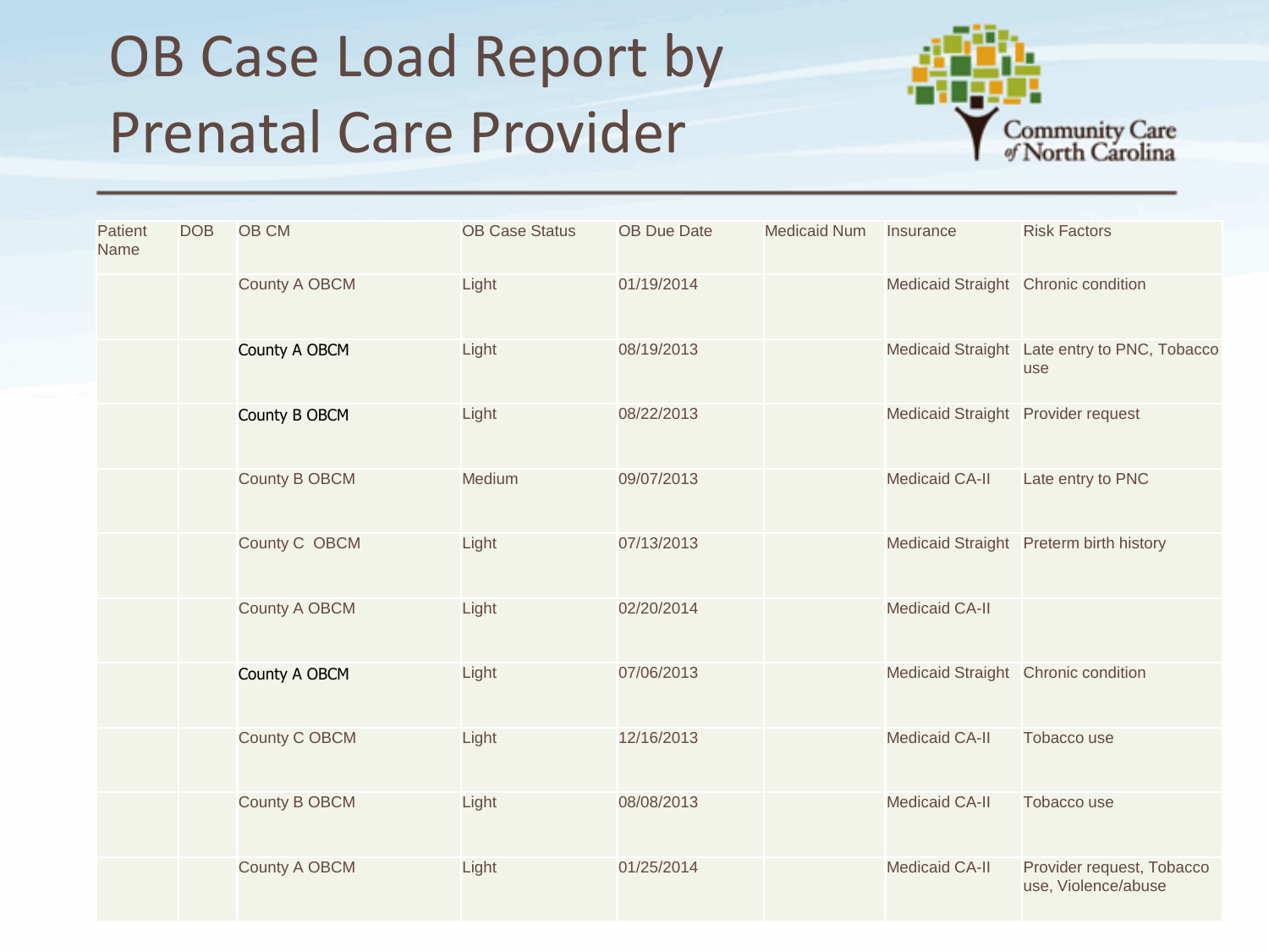# OB Case Load Report by Prenatal Care Provider

| Patient Name | DOB | OB CM | OB Case Status | OB Due Date | Medicaid Num | Insurance | Risk Factors |
|---|---|---|---|---|---|---|---|
| | | County A OBCM | Light | 01/19/2014 | | Medicaid Straight | Chronic condition |
| | | County A OBCM | Light | 08/19/2013 | | Medicaid Straight | Late entry to PNC, Tobacco use |
| | | County B OBCM | Light | 08/22/2013 | | Medicaid Straight | Provider request |
| | | County B OBCM | Medium | 09/07/2013 | | Medicaid CA-II | Late entry to PNC |
| | | County C OBCM | Light | 07/13/2013 | | Medicaid Straight | Preterm birth history |
| | | County A OBCM | Light | 02/20/2014 | | Medicaid CA-II | |
| | | County A OBCM | Light | 07/06/2013 | | Medicaid Straight | Chronic condition |
| | | County C OBCM | Light | 12/16/2013 | | Medicaid CA-II | Tobacco use |
| | | County B OBCM | Light | 08/08/2013 | | Medicaid CA-II | Tobacco use |
| | | County A OBCM | Light | 01/25/2014 | | Medicaid CA-II | Provider request, Tobacco use, Violence/abuse |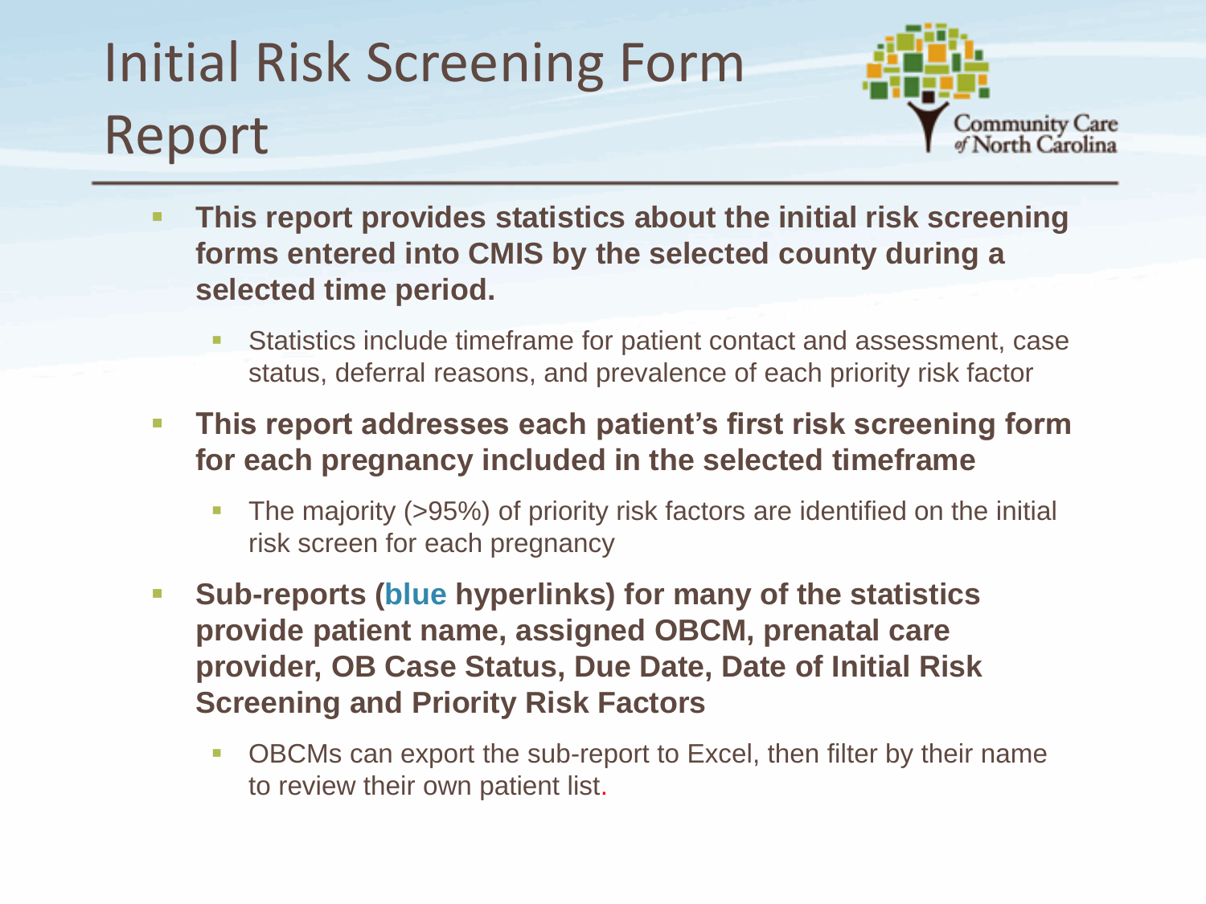# Initial Risk Screening Form Report

- **This report provides statistics about the initial risk screening forms entered into CMIS by the selected county during a selected time period.**
  - Statistics include timeframe for patient contact and assessment, case status, deferral reasons, and prevalence of each priority risk factor
- **This report addresses each patient's first risk screening form for each pregnancy included in the selected timeframe**
  - The majority (>95%) of priority risk factors are identified on the initial risk screen for each pregnancy
- **Sub-reports (blue hyperlinks) for many of the statistics provide patient name, assigned OBCM, prenatal care provider, OB Case Status, Due Date, Date of Initial Risk Screening and Priority Risk Factors**
  - OBCMs can export the sub-report to Excel, then filter by their name to review their own patient list.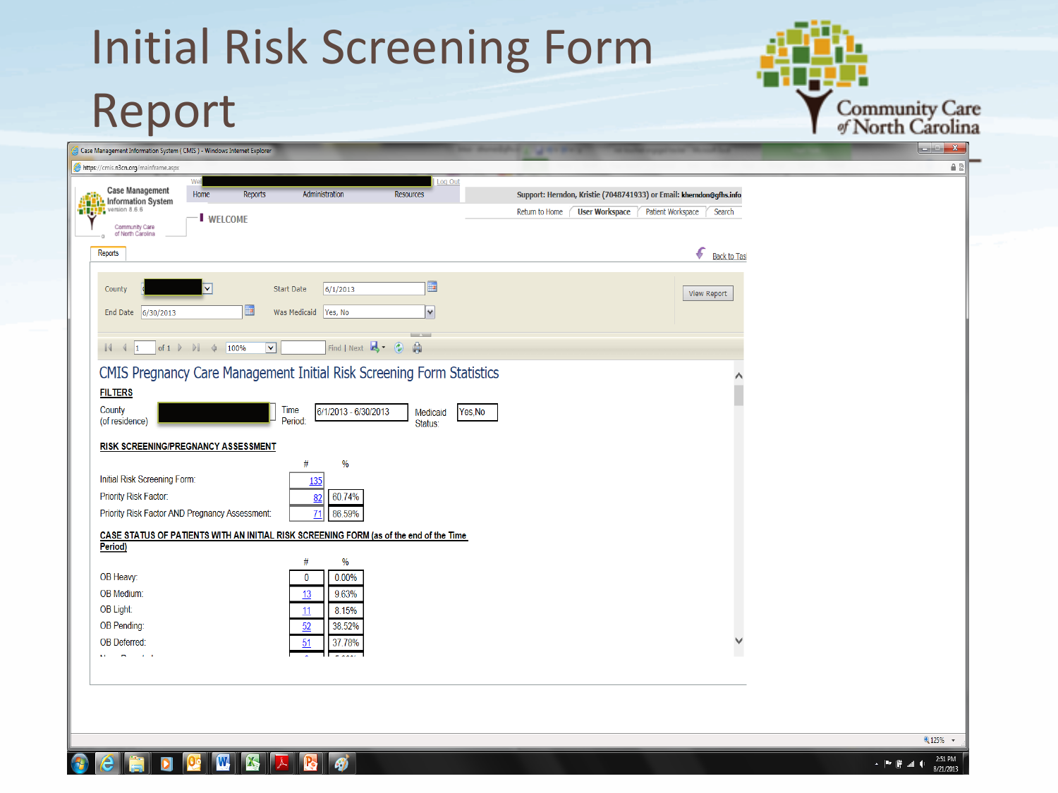# Initial Risk Screening Form Report

Community Care of North Carolina

## CMIS Pregnancy Care Management Initial Risk Screening Form Statistics

**FILTERS**

County (of residence): [redacted] | Time Period: 6/1/2013 - 6/30/2013 | Medicaid Status: Yes,No

**RISK SCREENING/PREGNANCY ASSESSMENT**

| | # | % |
|---|---|---|
| Initial Risk Screening Form: | 135 | |
| Priority Risk Factor: | 82 | 60.74% |
| Priority Risk Factor AND Pregnancy Assessment: | 71 | 86.59% |

**CASE STATUS OF PATIENTS WITH AN INITIAL RISK SCREENING FORM (as of the end of the Time Period)**

| | # | % |
|---|---|---|
| OB Heavy: | 0 | 0.00% |
| OB Medium: | 13 | 9.63% |
| OB Light: | 11 | 8.15% |
| OB Pending: | 52 | 38.52% |
| OB Deferred: | 51 | 37.78% |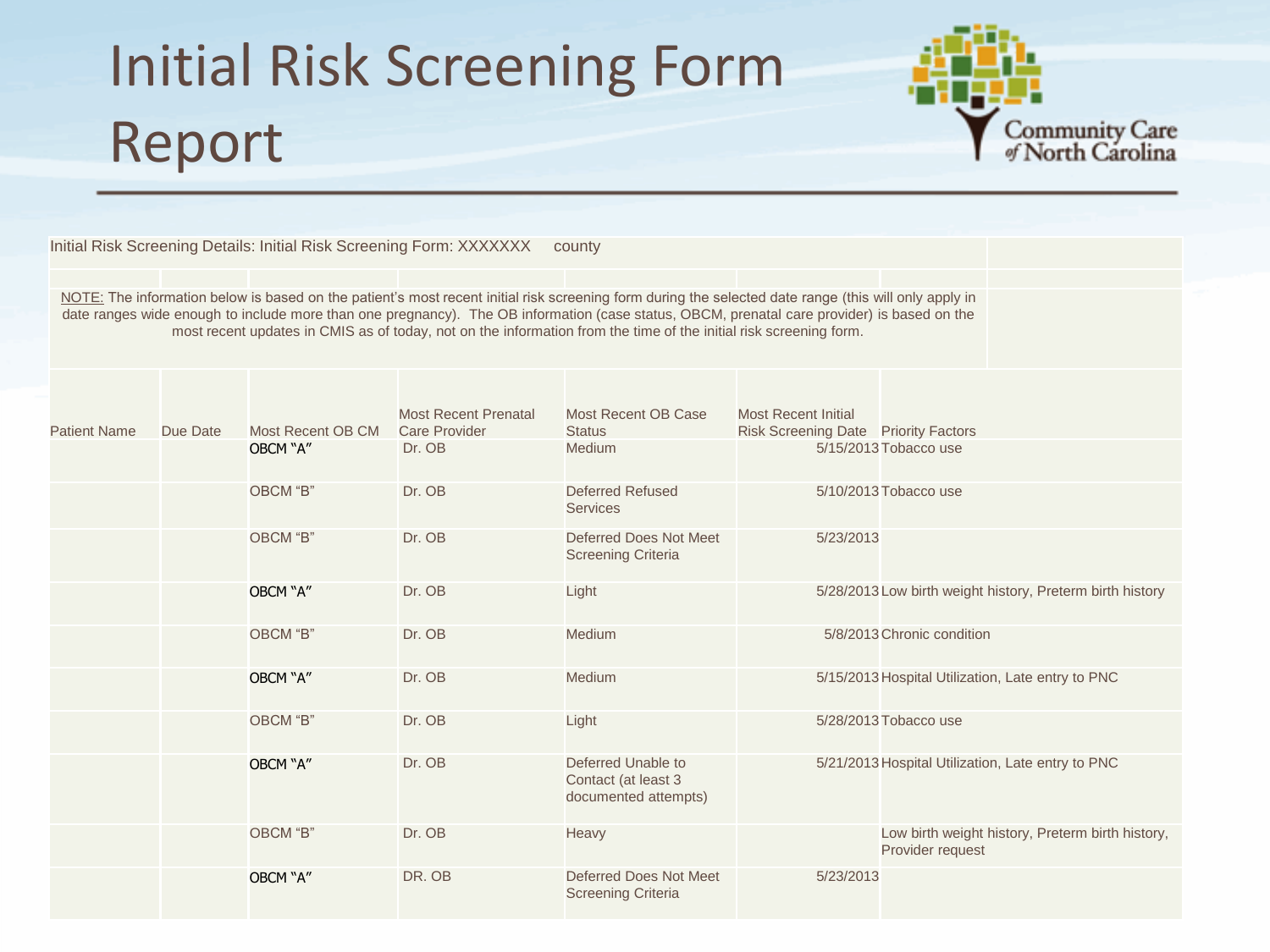# Initial Risk Screening Form Report

Initial Risk Screening Details: Initial Risk Screening Form: XXXXXXX county

NOTE: The information below is based on the patient's most recent initial risk screening form during the selected date range (this will only apply in date ranges wide enough to include more than one pregnancy). The OB information (case status, OBCM, prenatal care provider) is based on the most recent updates in CMIS as of today, not on the information from the time of the initial risk screening form.

| Patient Name | Due Date | Most Recent OB CM | Most Recent Prenatal Care Provider | Most Recent OB Case Status | Most Recent Initial Risk Screening Date | Priority Factors |
|---|---|---|---|---|---|---|
| | | OBCM "A" | Dr. OB | Medium | 5/15/2013 | Tobacco use |
| | | OBCM "B" | Dr. OB | Deferred Refused Services | 5/10/2013 | Tobacco use |
| | | OBCM "B" | Dr. OB | Deferred Does Not Meet Screening Criteria | 5/23/2013 | |
| | | OBCM "A" | Dr. OB | Light | 5/28/2013 | Low birth weight history, Preterm birth history |
| | | OBCM "B" | Dr. OB | Medium | 5/8/2013 | Chronic condition |
| | | OBCM "A" | Dr. OB | Medium | 5/15/2013 | Hospital Utilization, Late entry to PNC |
| | | OBCM "B" | Dr. OB | Light | 5/28/2013 | Tobacco use |
| | | OBCM "A" | Dr. OB | Deferred Unable to Contact (at least 3 documented attempts) | 5/21/2013 | Hospital Utilization, Late entry to PNC |
| | | OBCM "B" | Dr. OB | Heavy | | Low birth weight history, Preterm birth history, Provider request |
| | | OBCM "A" | DR. OB | Deferred Does Not Meet Screening Criteria | 5/23/2013 | |